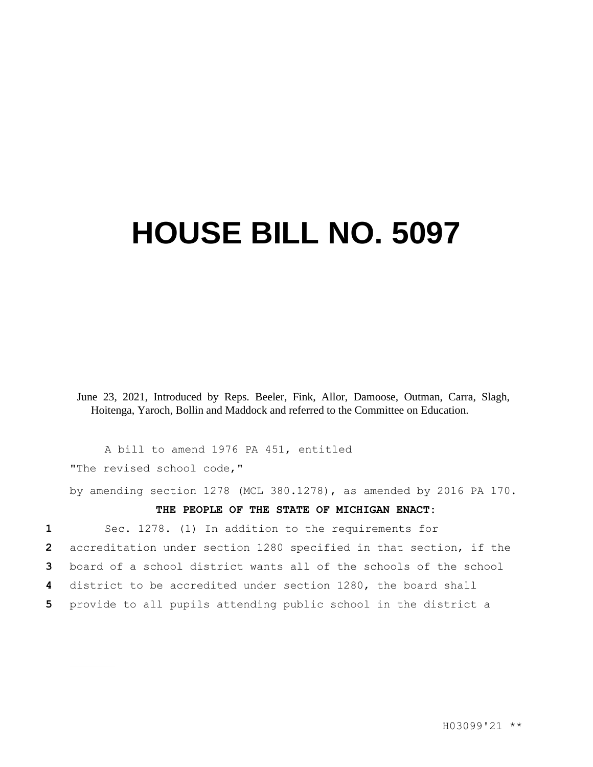# HOUSE BILL NO. 5097

June 23, 2021, Introduced by Reps. Beeler, Fink, Allor, Damoose, Outman, Carra, Slagh, Hoitenga, Yaroch, Bollin and Maddock and referred to the Committee on Education.

A bill to amend 1976 PA 451, entitled

"The revised school code,"

by amending section 1278 (MCL 380.1278), as amended by 2016 PA 170.

**THE PEOPLE OF THE STATE OF MICHIGAN ENACT:**

1 Sec. 1278. (1) In addition to the requirements for
2 accreditation under section 1280 specified in that section, if the
3 board of a school district wants all of the schools of the school
4 district to be accredited under section 1280, the board shall
5 provide to all pupils attending public school in the district a

H03099'21 **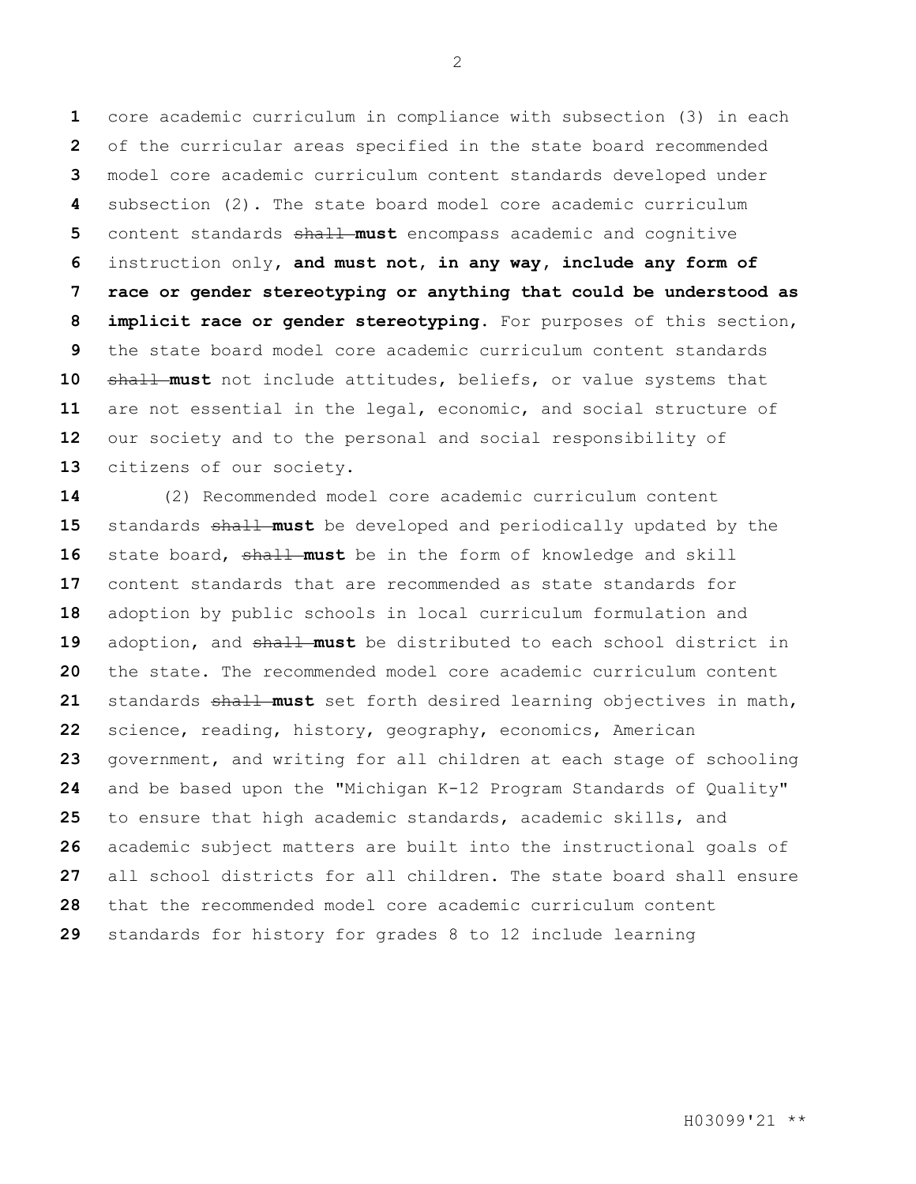core academic curriculum in compliance with subsection (3) in each of the curricular areas specified in the state board recommended model core academic curriculum content standards developed under subsection (2). The state board model core academic curriculum content standards ~~shall~~ **must** encompass academic and cognitive instruction only**, and must not, in any way, include any form of race or gender stereotyping or anything that could be understood as implicit race or gender stereotyping**. For purposes of this section, the state board model core academic curriculum content standards ~~shall~~ **must** not include attitudes, beliefs, or value systems that are not essential in the legal, economic, and social structure of our society and to the personal and social responsibility of citizens of our society.

(2) Recommended model core academic curriculum content standards ~~shall~~ **must** be developed and periodically updated by the state board, ~~shall~~ **must** be in the form of knowledge and skill content standards that are recommended as state standards for adoption by public schools in local curriculum formulation and adoption, and ~~shall~~ **must** be distributed to each school district in the state. The recommended model core academic curriculum content standards ~~shall~~ **must** set forth desired learning objectives in math, science, reading, history, geography, economics, American government, and writing for all children at each stage of schooling and be based upon the "Michigan K-12 Program Standards of Quality" to ensure that high academic standards, academic skills, and academic subject matters are built into the instructional goals of all school districts for all children. The state board shall ensure that the recommended model core academic curriculum content standards for history for grades 8 to 12 include learning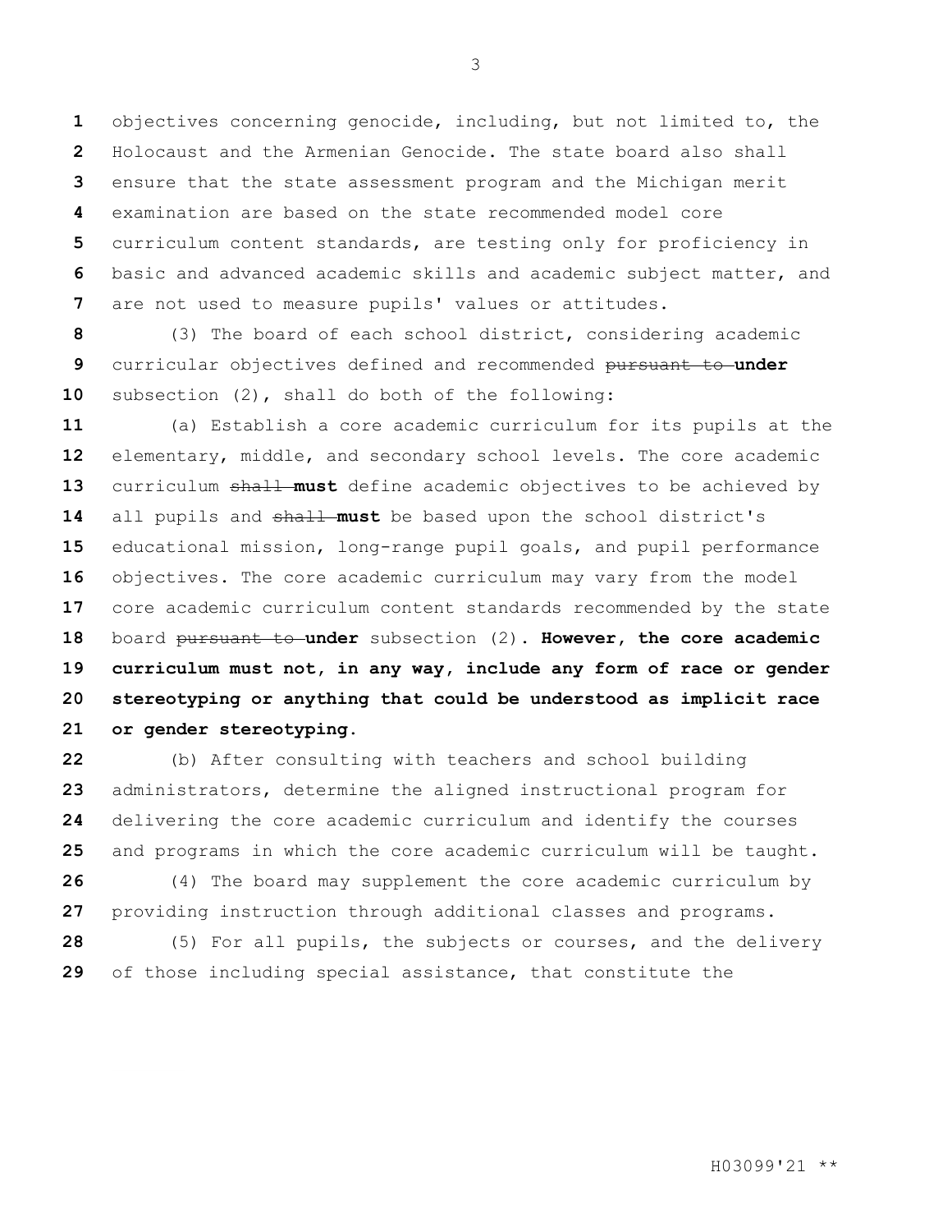objectives concerning genocide, including, but not limited to, the Holocaust and the Armenian Genocide. The state board also shall ensure that the state assessment program and the Michigan merit examination are based on the state recommended model core curriculum content standards, are testing only for proficiency in basic and advanced academic skills and academic subject matter, and are not used to measure pupils' values or attitudes.

(3) The board of each school district, considering academic curricular objectives defined and recommended ~~pursuant to~~ **under** subsection (2), shall do both of the following:

(a) Establish a core academic curriculum for its pupils at the elementary, middle, and secondary school levels. The core academic curriculum ~~shall~~ **must** define academic objectives to be achieved by all pupils and ~~shall~~ **must** be based upon the school district's educational mission, long-range pupil goals, and pupil performance objectives. The core academic curriculum may vary from the model core academic curriculum content standards recommended by the state board ~~pursuant to~~ **under** subsection (2). **However, the core academic curriculum must not, in any way, include any form of race or gender stereotyping or anything that could be understood as implicit race or gender stereotyping.**

(b) After consulting with teachers and school building administrators, determine the aligned instructional program for delivering the core academic curriculum and identify the courses and programs in which the core academic curriculum will be taught.

(4) The board may supplement the core academic curriculum by providing instruction through additional classes and programs.

(5) For all pupils, the subjects or courses, and the delivery of those including special assistance, that constitute the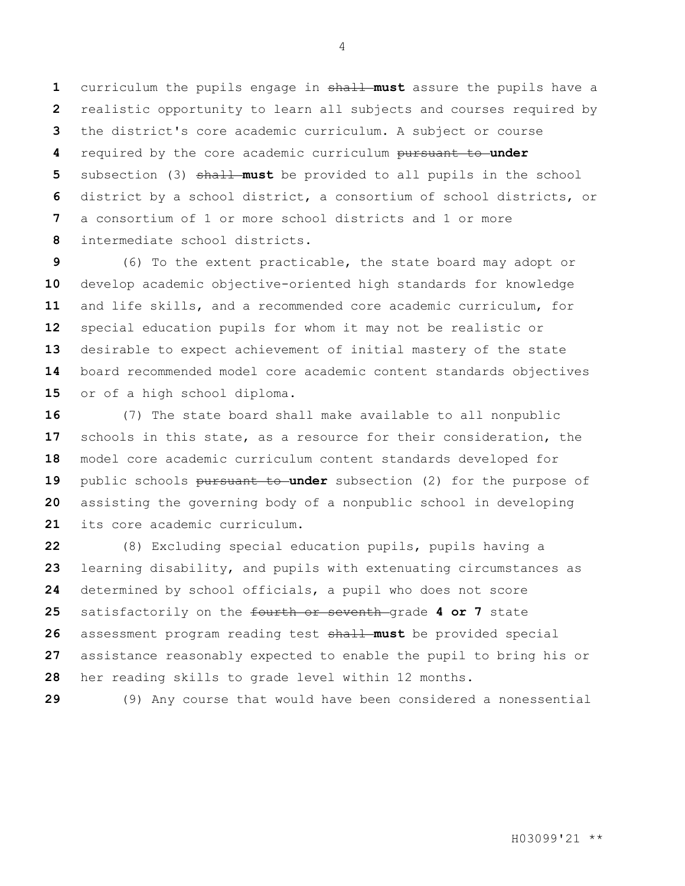curriculum the pupils engage in ~~shall~~ **must** assure the pupils have a realistic opportunity to learn all subjects and courses required by the district's core academic curriculum. A subject or course required by the core academic curriculum ~~pursuant to~~ **under** subsection (3) ~~shall~~ **must** be provided to all pupils in the school district by a school district, a consortium of school districts, or a consortium of 1 or more school districts and 1 or more intermediate school districts.

(6) To the extent practicable, the state board may adopt or develop academic objective-oriented high standards for knowledge and life skills, and a recommended core academic curriculum, for special education pupils for whom it may not be realistic or desirable to expect achievement of initial mastery of the state board recommended model core academic content standards objectives or of a high school diploma.

(7) The state board shall make available to all nonpublic schools in this state, as a resource for their consideration, the model core academic curriculum content standards developed for public schools ~~pursuant to~~ **under** subsection (2) for the purpose of assisting the governing body of a nonpublic school in developing its core academic curriculum.

(8) Excluding special education pupils, pupils having a learning disability, and pupils with extenuating circumstances as determined by school officials, a pupil who does not score satisfactorily on the ~~fourth or seventh~~ grade **4 or 7** state assessment program reading test ~~shall~~ **must** be provided special assistance reasonably expected to enable the pupil to bring his or her reading skills to grade level within 12 months.

(9) Any course that would have been considered a nonessential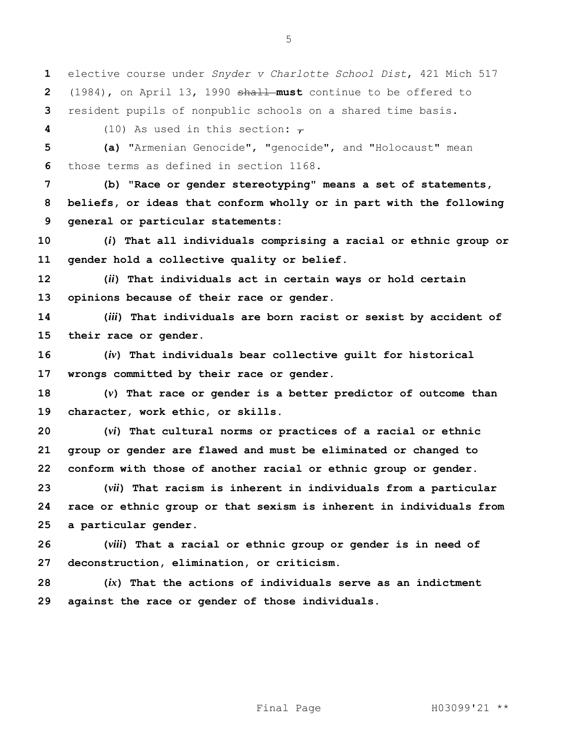elective course under *Snyder v Charlotte School Dist*, 421 Mich 517 (1984), on April 13, 1990 ~~shall~~ **must** continue to be offered to resident pupils of nonpublic schools on a shared time basis.

(10) As used in this section: ~~,~~

**(a)** "Armenian Genocide", "genocide", and "Holocaust" mean those terms as defined in section 1168.

**(b) "Race or gender stereotyping" means a set of statements, beliefs, or ideas that conform wholly or in part with the following general or particular statements:**

**(*i*) That all individuals comprising a racial or ethnic group or gender hold a collective quality or belief.**

**(*ii*) That individuals act in certain ways or hold certain opinions because of their race or gender.**

**(*iii*) That individuals are born racist or sexist by accident of their race or gender.**

**(*iv*) That individuals bear collective guilt for historical wrongs committed by their race or gender.**

**(*v*) That race or gender is a better predictor of outcome than character, work ethic, or skills.**

**(*vi*) That cultural norms or practices of a racial or ethnic group or gender are flawed and must be eliminated or changed to conform with those of another racial or ethnic group or gender.**

**(*vii*) That racism is inherent in individuals from a particular race or ethnic group or that sexism is inherent in individuals from a particular gender.**

**(*viii*) That a racial or ethnic group or gender is in need of deconstruction, elimination, or criticism.**

**(*ix*) That the actions of individuals serve as an indictment against the race or gender of those individuals.**